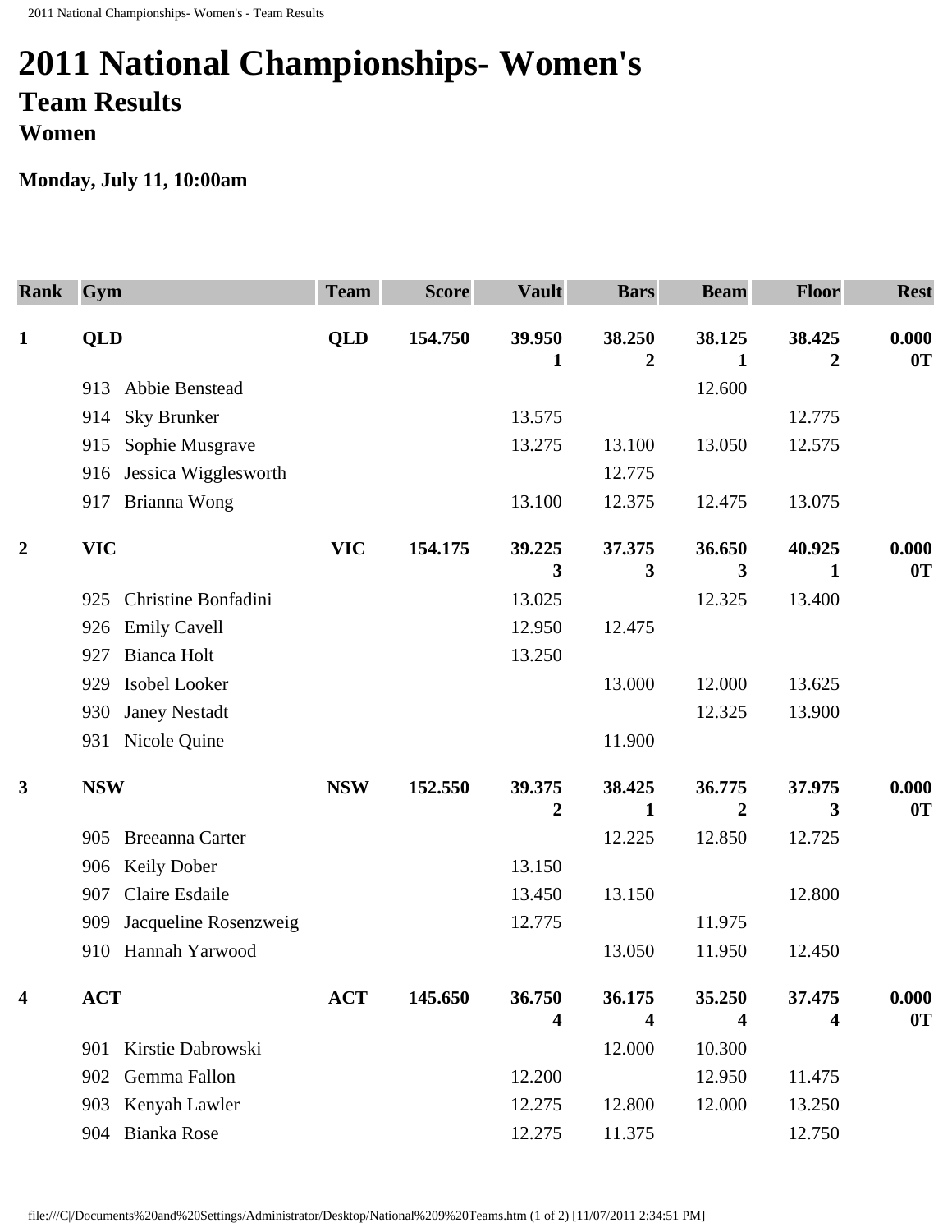# 2011 National Championships- Women's

## Team Results

### Women

**Monday, July 11, 10:00am**

| Rank | Gym | Team | Score | Vault | Bars | Beam | Floor | Rest |
|---|---|---|---|---|---|---|---|---|
| **1** | **QLD** | **QLD** | **154.750** | **39.950 1** | **38.250 2** | **38.125 1** | **38.425 2** | **0.000 0T** |
| | 913 Abbie Benstead | | | | | 12.600 | | |
| | 914 Sky Brunker | | | 13.575 | | | 12.775 | |
| | 915 Sophie Musgrave | | | 13.275 | 13.100 | 13.050 | 12.575 | |
| | 916 Jessica Wigglesworth | | | | 12.775 | | | |
| | 917 Brianna Wong | | | 13.100 | 12.375 | 12.475 | 13.075 | |
| **2** | **VIC** | **VIC** | **154.175** | **39.225 3** | **37.375 3** | **36.650 3** | **40.925 1** | **0.000 0T** |
| | 925 Christine Bonfadini | | | 13.025 | | 12.325 | 13.400 | |
| | 926 Emily Cavell | | | 12.950 | 12.475 | | | |
| | 927 Bianca Holt | | | 13.250 | | | | |
| | 929 Isobel Looker | | | | 13.000 | 12.000 | 13.625 | |
| | 930 Janey Nestadt | | | | | 12.325 | 13.900 | |
| | 931 Nicole Quine | | | | 11.900 | | | |
| **3** | **NSW** | **NSW** | **152.550** | **39.375 2** | **38.425 1** | **36.775 2** | **37.975 3** | **0.000 0T** |
| | 905 Breeanna Carter | | | | 12.225 | 12.850 | 12.725 | |
| | 906 Keily Dober | | | 13.150 | | | | |
| | 907 Claire Esdaile | | | 13.450 | 13.150 | | 12.800 | |
| | 909 Jacqueline Rosenzweig | | | 12.775 | | 11.975 | | |
| | 910 Hannah Yarwood | | | | 13.050 | 11.950 | 12.450 | |
| **4** | **ACT** | **ACT** | **145.650** | **36.750 4** | **36.175 4** | **35.250 4** | **37.475 4** | **0.000 0T** |
| | 901 Kirstie Dabrowski | | | | 12.000 | 10.300 | | |
| | 902 Gemma Fallon | | | 12.200 | | 12.950 | 11.475 | |
| | 903 Kenyah Lawler | | | 12.275 | 12.800 | 12.000 | 13.250 | |
| | 904 Bianka Rose | | | 12.275 | 11.375 | | 12.750 | |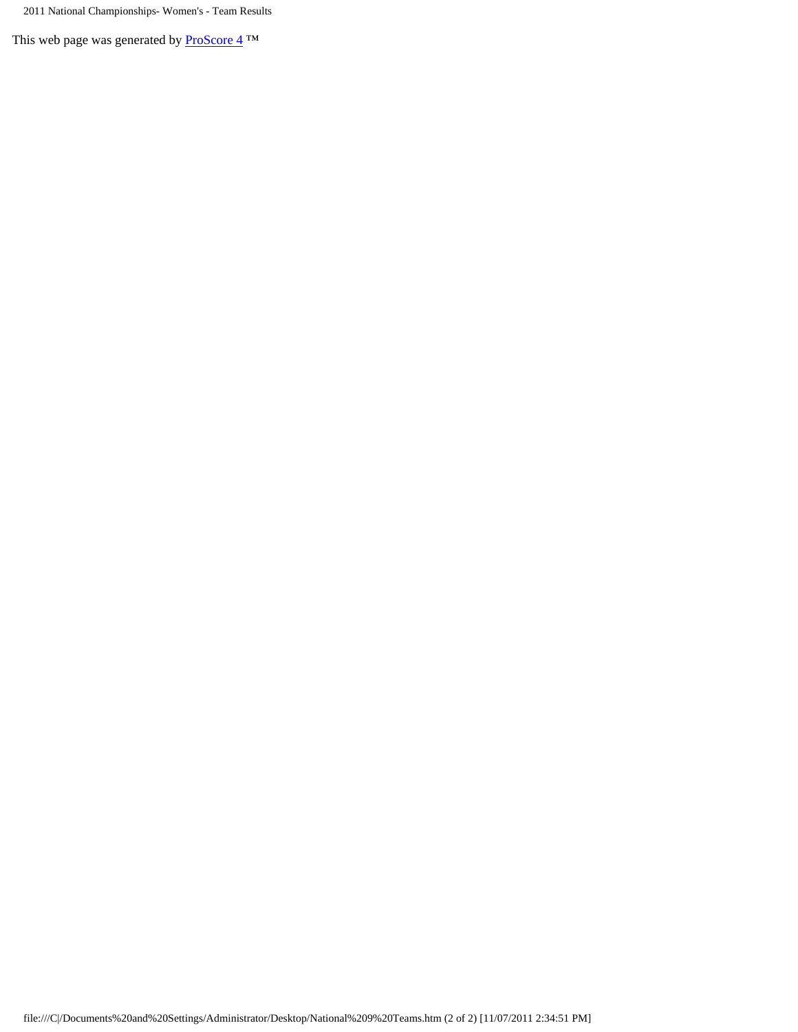This web page was generated by [ProScore 4](ProScore 4) ™